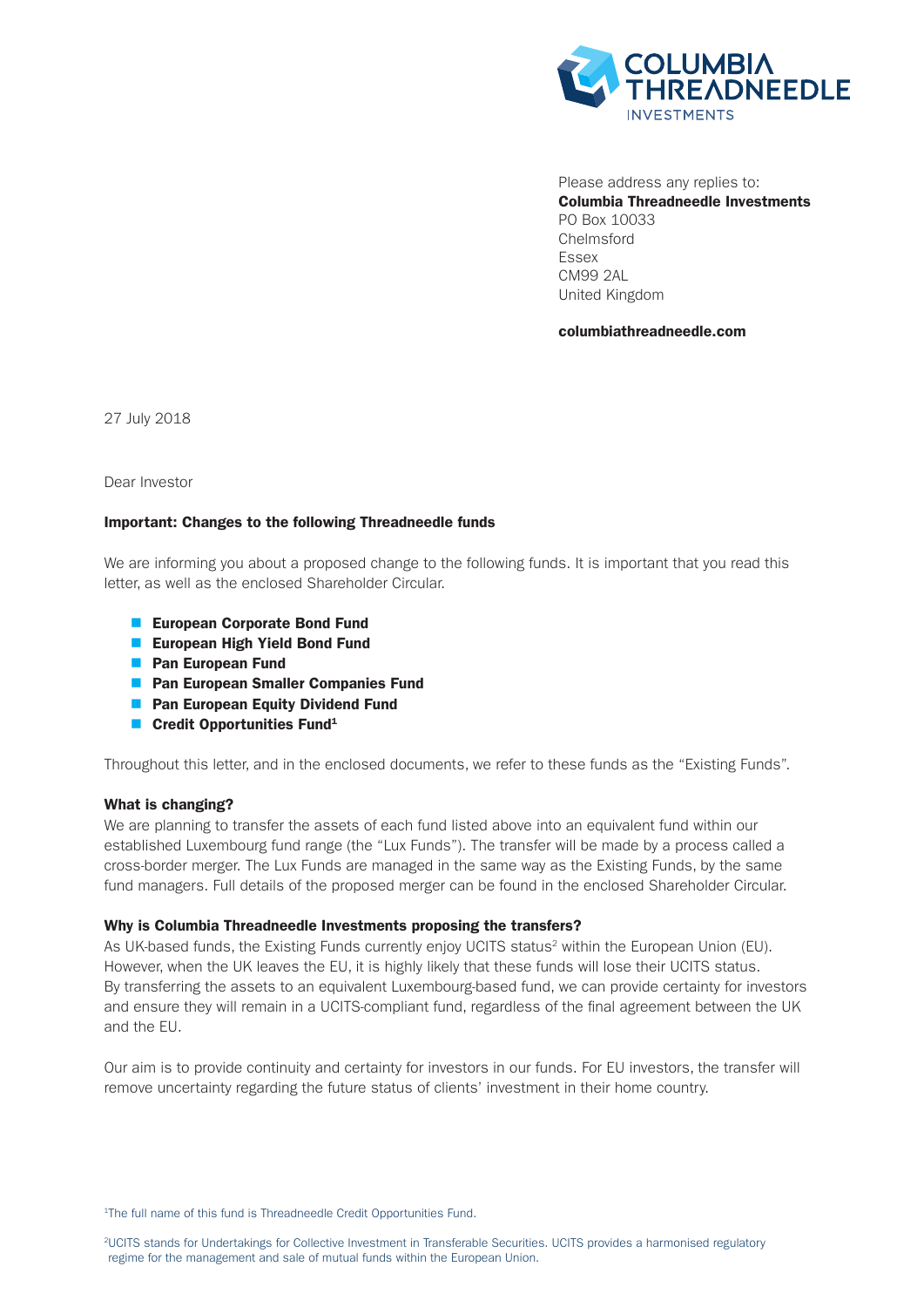Please address any replies to:
**Columbia Threadneedle Investments**
PO Box 10033
Chelmsford
Essex
CM99 2AL
United Kingdom

**columbiathreadneedle.com**

27 July 2018

Dear Investor

**Important: Changes to the following Threadneedle funds**

We are informing you about a proposed change to the following funds. It is important that you read this letter, as well as the enclosed Shareholder Circular.

- **European Corporate Bond Fund**
- **European High Yield Bond Fund**
- **Pan European Fund**
- **Pan European Smaller Companies Fund**
- **Pan European Equity Dividend Fund**
- **Credit Opportunities Fund**[1]

Throughout this letter, and in the enclosed documents, we refer to these funds as the "Existing Funds".

**What is changing?**

We are planning to transfer the assets of each fund listed above into an equivalent fund within our established Luxembourg fund range (the "Lux Funds"). The transfer will be made by a process called a cross-border merger. The Lux Funds are managed in the same way as the Existing Funds, by the same fund managers. Full details of the proposed merger can be found in the enclosed Shareholder Circular.

**Why is Columbia Threadneedle Investments proposing the transfers?**

As UK-based funds, the Existing Funds currently enjoy UCITS status[2] within the European Union (EU). However, when the UK leaves the EU, it is highly likely that these funds will lose their UCITS status. By transferring the assets to an equivalent Luxembourg-based fund, we can provide certainty for investors and ensure they will remain in a UCITS-compliant fund, regardless of the final agreement between the UK and the EU.

Our aim is to provide continuity and certainty for investors in our funds. For EU investors, the transfer will remove uncertainty regarding the future status of clients' investment in their home country.

[1]The full name of this fund is Threadneedle Credit Opportunities Fund.

[2]UCITS stands for Undertakings for Collective Investment in Transferable Securities. UCITS provides a harmonised regulatory regime for the management and sale of mutual funds within the European Union.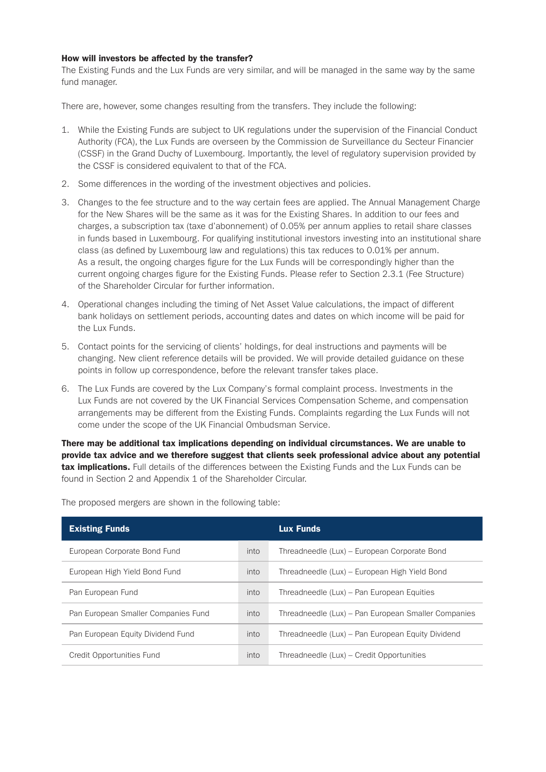**How will investors be affected by the transfer?**

The Existing Funds and the Lux Funds are very similar, and will be managed in the same way by the same fund manager.

There are, however, some changes resulting from the transfers. They include the following:

1. While the Existing Funds are subject to UK regulations under the supervision of the Financial Conduct Authority (FCA), the Lux Funds are overseen by the Commission de Surveillance du Secteur Financier (CSSF) in the Grand Duchy of Luxembourg. Importantly, the level of regulatory supervision provided by the CSSF is considered equivalent to that of the FCA.
2. Some differences in the wording of the investment objectives and policies.
3. Changes to the fee structure and to the way certain fees are applied. The Annual Management Charge for the New Shares will be the same as it was for the Existing Shares. In addition to our fees and charges, a subscription tax (taxe d'abonnement) of 0.05% per annum applies to retail share classes in funds based in Luxembourg. For qualifying institutional investors investing into an institutional share class (as defined by Luxembourg law and regulations) this tax reduces to 0.01% per annum. As a result, the ongoing charges figure for the Lux Funds will be correspondingly higher than the current ongoing charges figure for the Existing Funds. Please refer to Section 2.3.1 (Fee Structure) of the Shareholder Circular for further information.
4. Operational changes including the timing of Net Asset Value calculations, the impact of different bank holidays on settlement periods, accounting dates and dates on which income will be paid for the Lux Funds.
5. Contact points for the servicing of clients' holdings, for deal instructions and payments will be changing. New client reference details will be provided. We will provide detailed guidance on these points in follow up correspondence, before the relevant transfer takes place.
6. The Lux Funds are covered by the Lux Company's formal complaint process. Investments in the Lux Funds are not covered by the UK Financial Services Compensation Scheme, and compensation arrangements may be different from the Existing Funds. Complaints regarding the Lux Funds will not come under the scope of the UK Financial Ombudsman Service.

**There may be additional tax implications depending on individual circumstances. We are unable to provide tax advice and we therefore suggest that clients seek professional advice about any potential tax implications.** Full details of the differences between the Existing Funds and the Lux Funds can be found in Section 2 and Appendix 1 of the Shareholder Circular.

The proposed mergers are shown in the following table:

| Existing Funds | | Lux Funds |
|---|---|---|
| European Corporate Bond Fund | into | Threadneedle (Lux) – European Corporate Bond |
| European High Yield Bond Fund | into | Threadneedle (Lux) – European High Yield Bond |
| Pan European Fund | into | Threadneedle (Lux) – Pan European Equities |
| Pan European Smaller Companies Fund | into | Threadneedle (Lux) – Pan European Smaller Companies |
| Pan European Equity Dividend Fund | into | Threadneedle (Lux) – Pan European Equity Dividend |
| Credit Opportunities Fund | into | Threadneedle (Lux) – Credit Opportunities |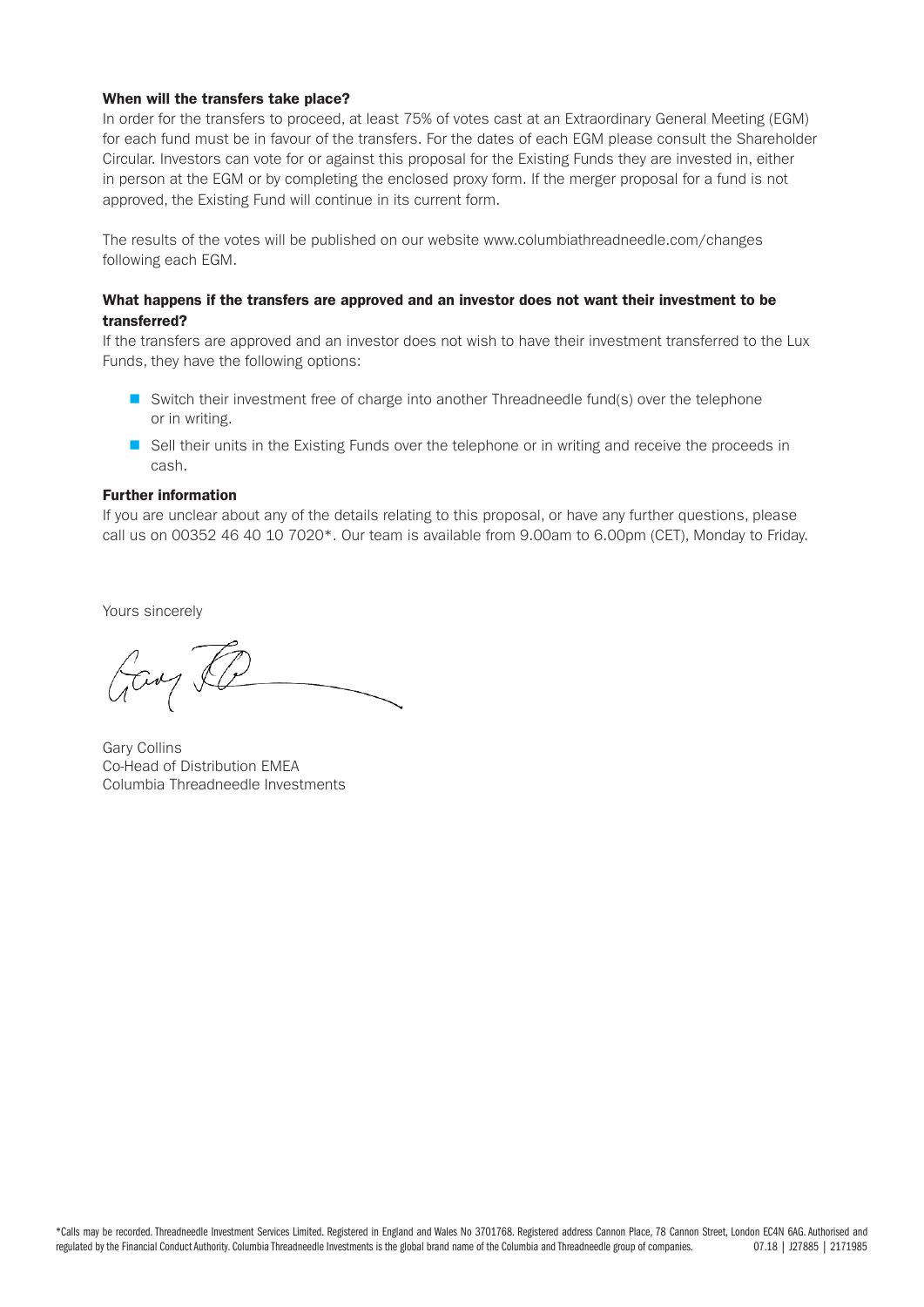### When will the transfers take place?

In order for the transfers to proceed, at least 75% of votes cast at an Extraordinary General Meeting (EGM) for each fund must be in favour of the transfers. For the dates of each EGM please consult the Shareholder Circular. Investors can vote for or against this proposal for the Existing Funds they are invested in, either in person at the EGM or by completing the enclosed proxy form. If the merger proposal for a fund is not approved, the Existing Fund will continue in its current form.

The results of the votes will be published on our website www.columbiathreadneedle.com/changes following each EGM.

### What happens if the transfers are approved and an investor does not want their investment to be transferred?

If the transfers are approved and an investor does not wish to have their investment transferred to the Lux Funds, they have the following options:

- Switch their investment free of charge into another Threadneedle fund(s) over the telephone or in writing.
- Sell their units in the Existing Funds over the telephone or in writing and receive the proceeds in cash.

### Further information

If you are unclear about any of the details relating to this proposal, or have any further questions, please call us on 00352 46 40 10 7020*. Our team is available from 9.00am to 6.00pm (CET), Monday to Friday.

Yours sincerely

Gary Collins
Co-Head of Distribution EMEA
Columbia Threadneedle Investments

*Calls may be recorded. Threadneedle Investment Services Limited. Registered in England and Wales No 3701768. Registered address Cannon Place, 78 Cannon Street, London EC4N 6AG. Authorised and regulated by the Financial Conduct Authority. Columbia Threadneedle Investments is the global brand name of the Columbia and Threadneedle group of companies. 07.18 | J27885 | 2171985